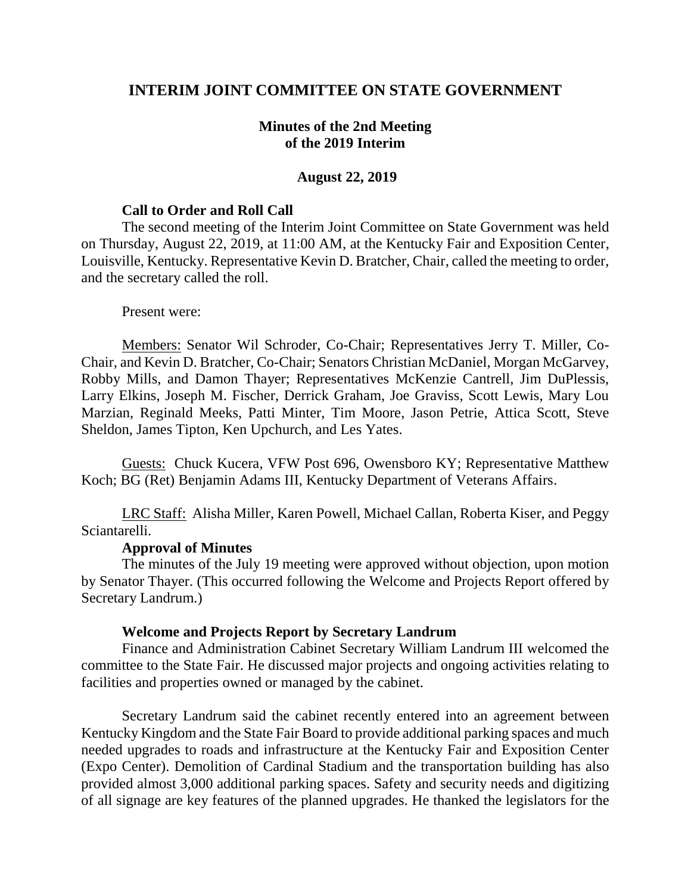# INTERIM JOINT COMMITTEE ON STATE GOVERNMENT

## Minutes of the 2nd Meeting of the 2019 Interim

### August 22, 2019

**Call to Order and Roll Call**

The second meeting of the Interim Joint Committee on State Government was held on Thursday, August 22, 2019, at 11:00 AM, at the Kentucky Fair and Exposition Center, Louisville, Kentucky. Representative Kevin D. Bratcher, Chair, called the meeting to order, and the secretary called the roll.

Present were:

Members: Senator Wil Schroder, Co-Chair; Representatives Jerry T. Miller, Co-Chair, and Kevin D. Bratcher, Co-Chair; Senators Christian McDaniel, Morgan McGarvey, Robby Mills, and Damon Thayer; Representatives McKenzie Cantrell, Jim DuPlessis, Larry Elkins, Joseph M. Fischer, Derrick Graham, Joe Graviss, Scott Lewis, Mary Lou Marzian, Reginald Meeks, Patti Minter, Tim Moore, Jason Petrie, Attica Scott, Steve Sheldon, James Tipton, Ken Upchurch, and Les Yates.

Guests: Chuck Kucera, VFW Post 696, Owensboro KY; Representative Matthew Koch; BG (Ret) Benjamin Adams III, Kentucky Department of Veterans Affairs.

LRC Staff: Alisha Miller, Karen Powell, Michael Callan, Roberta Kiser, and Peggy Sciantarelli.

**Approval of Minutes**

The minutes of the July 19 meeting were approved without objection, upon motion by Senator Thayer. (This occurred following the Welcome and Projects Report offered by Secretary Landrum.)

**Welcome and Projects Report by Secretary Landrum**

Finance and Administration Cabinet Secretary William Landrum III welcomed the committee to the State Fair. He discussed major projects and ongoing activities relating to facilities and properties owned or managed by the cabinet.

Secretary Landrum said the cabinet recently entered into an agreement between Kentucky Kingdom and the State Fair Board to provide additional parking spaces and much needed upgrades to roads and infrastructure at the Kentucky Fair and Exposition Center (Expo Center). Demolition of Cardinal Stadium and the transportation building has also provided almost 3,000 additional parking spaces. Safety and security needs and digitizing of all signage are key features of the planned upgrades. He thanked the legislators for the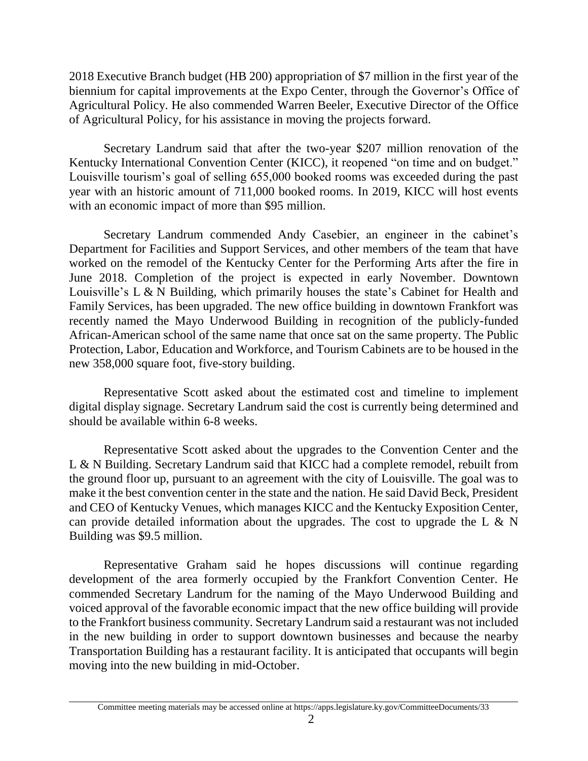2018 Executive Branch budget (HB 200) appropriation of $7 million in the first year of the biennium for capital improvements at the Expo Center, through the Governor's Office of Agricultural Policy. He also commended Warren Beeler, Executive Director of the Office of Agricultural Policy, for his assistance in moving the projects forward.

Secretary Landrum said that after the two-year $207 million renovation of the Kentucky International Convention Center (KICC), it reopened "on time and on budget." Louisville tourism's goal of selling 655,000 booked rooms was exceeded during the past year with an historic amount of 711,000 booked rooms. In 2019, KICC will host events with an economic impact of more than $95 million.

Secretary Landrum commended Andy Casebier, an engineer in the cabinet's Department for Facilities and Support Services, and other members of the team that have worked on the remodel of the Kentucky Center for the Performing Arts after the fire in June 2018. Completion of the project is expected in early November. Downtown Louisville's L & N Building, which primarily houses the state's Cabinet for Health and Family Services, has been upgraded. The new office building in downtown Frankfort was recently named the Mayo Underwood Building in recognition of the publicly-funded African-American school of the same name that once sat on the same property. The Public Protection, Labor, Education and Workforce, and Tourism Cabinets are to be housed in the new 358,000 square foot, five-story building.

Representative Scott asked about the estimated cost and timeline to implement digital display signage. Secretary Landrum said the cost is currently being determined and should be available within 6-8 weeks.

Representative Scott asked about the upgrades to the Convention Center and the L & N Building. Secretary Landrum said that KICC had a complete remodel, rebuilt from the ground floor up, pursuant to an agreement with the city of Louisville. The goal was to make it the best convention center in the state and the nation. He said David Beck, President and CEO of Kentucky Venues, which manages KICC and the Kentucky Exposition Center, can provide detailed information about the upgrades. The cost to upgrade the L & N Building was $9.5 million.

Representative Graham said he hopes discussions will continue regarding development of the area formerly occupied by the Frankfort Convention Center. He commended Secretary Landrum for the naming of the Mayo Underwood Building and voiced approval of the favorable economic impact that the new office building will provide to the Frankfort business community. Secretary Landrum said a restaurant was not included in the new building in order to support downtown businesses and because the nearby Transportation Building has a restaurant facility. It is anticipated that occupants will begin moving into the new building in mid-October.

Committee meeting materials may be accessed online at https://apps.legislature.ky.gov/CommitteeDocuments/33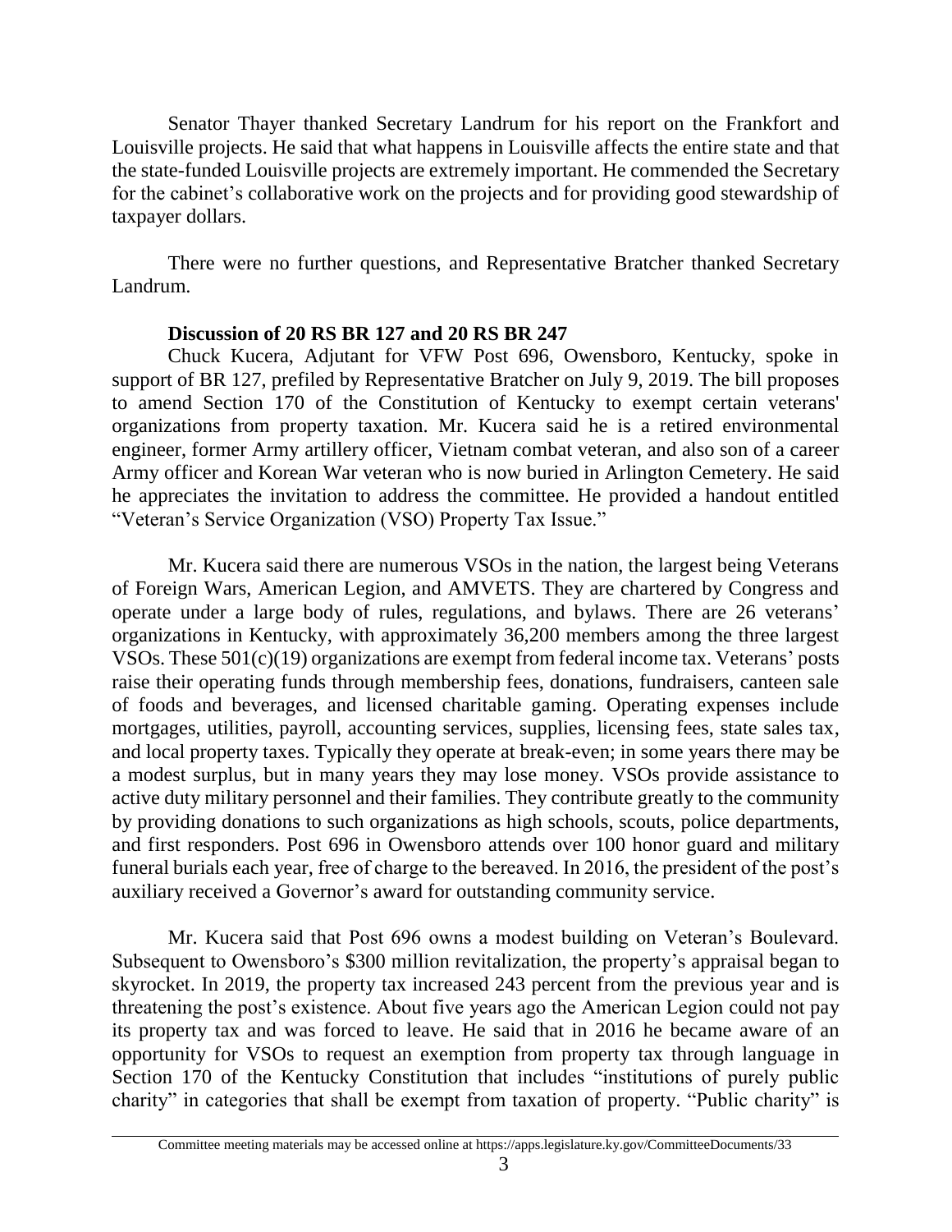Senator Thayer thanked Secretary Landrum for his report on the Frankfort and Louisville projects. He said that what happens in Louisville affects the entire state and that the state-funded Louisville projects are extremely important. He commended the Secretary for the cabinet's collaborative work on the projects and for providing good stewardship of taxpayer dollars.

There were no further questions, and Representative Bratcher thanked Secretary Landrum.

**Discussion of 20 RS BR 127 and 20 RS BR 247**

Chuck Kucera, Adjutant for VFW Post 696, Owensboro, Kentucky, spoke in support of BR 127, prefiled by Representative Bratcher on July 9, 2019. The bill proposes to amend Section 170 of the Constitution of Kentucky to exempt certain veterans' organizations from property taxation. Mr. Kucera said he is a retired environmental engineer, former Army artillery officer, Vietnam combat veteran, and also son of a career Army officer and Korean War veteran who is now buried in Arlington Cemetery. He said he appreciates the invitation to address the committee. He provided a handout entitled "Veteran's Service Organization (VSO) Property Tax Issue."

Mr. Kucera said there are numerous VSOs in the nation, the largest being Veterans of Foreign Wars, American Legion, and AMVETS. They are chartered by Congress and operate under a large body of rules, regulations, and bylaws. There are 26 veterans' organizations in Kentucky, with approximately 36,200 members among the three largest VSOs. These 501(c)(19) organizations are exempt from federal income tax. Veterans' posts raise their operating funds through membership fees, donations, fundraisers, canteen sale of foods and beverages, and licensed charitable gaming. Operating expenses include mortgages, utilities, payroll, accounting services, supplies, licensing fees, state sales tax, and local property taxes. Typically they operate at break-even; in some years there may be a modest surplus, but in many years they may lose money. VSOs provide assistance to active duty military personnel and their families. They contribute greatly to the community by providing donations to such organizations as high schools, scouts, police departments, and first responders. Post 696 in Owensboro attends over 100 honor guard and military funeral burials each year, free of charge to the bereaved. In 2016, the president of the post's auxiliary received a Governor's award for outstanding community service.

Mr. Kucera said that Post 696 owns a modest building on Veteran's Boulevard. Subsequent to Owensboro's $300 million revitalization, the property's appraisal began to skyrocket. In 2019, the property tax increased 243 percent from the previous year and is threatening the post's existence. About five years ago the American Legion could not pay its property tax and was forced to leave. He said that in 2016 he became aware of an opportunity for VSOs to request an exemption from property tax through language in Section 170 of the Kentucky Constitution that includes "institutions of purely public charity" in categories that shall be exempt from taxation of property. "Public charity" is

Committee meeting materials may be accessed online at https://apps.legislature.ky.gov/CommitteeDocuments/33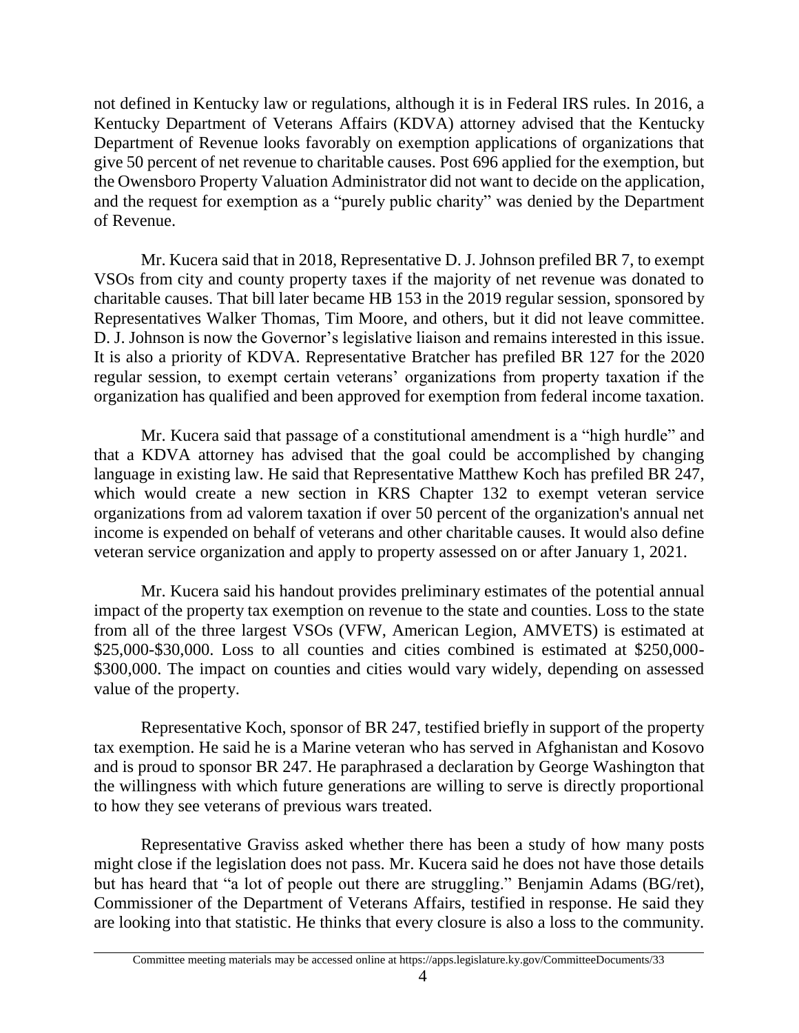not defined in Kentucky law or regulations, although it is in Federal IRS rules. In 2016, a Kentucky Department of Veterans Affairs (KDVA) attorney advised that the Kentucky Department of Revenue looks favorably on exemption applications of organizations that give 50 percent of net revenue to charitable causes. Post 696 applied for the exemption, but the Owensboro Property Valuation Administrator did not want to decide on the application, and the request for exemption as a "purely public charity" was denied by the Department of Revenue.

Mr. Kucera said that in 2018, Representative D. J. Johnson prefiled BR 7, to exempt VSOs from city and county property taxes if the majority of net revenue was donated to charitable causes. That bill later became HB 153 in the 2019 regular session, sponsored by Representatives Walker Thomas, Tim Moore, and others, but it did not leave committee. D. J. Johnson is now the Governor's legislative liaison and remains interested in this issue. It is also a priority of KDVA. Representative Bratcher has prefiled BR 127 for the 2020 regular session, to exempt certain veterans' organizations from property taxation if the organization has qualified and been approved for exemption from federal income taxation.

Mr. Kucera said that passage of a constitutional amendment is a "high hurdle" and that a KDVA attorney has advised that the goal could be accomplished by changing language in existing law. He said that Representative Matthew Koch has prefiled BR 247, which would create a new section in KRS Chapter 132 to exempt veteran service organizations from ad valorem taxation if over 50 percent of the organization's annual net income is expended on behalf of veterans and other charitable causes. It would also define veteran service organization and apply to property assessed on or after January 1, 2021.

Mr. Kucera said his handout provides preliminary estimates of the potential annual impact of the property tax exemption on revenue to the state and counties. Loss to the state from all of the three largest VSOs (VFW, American Legion, AMVETS) is estimated at $25,000-$30,000. Loss to all counties and cities combined is estimated at $250,000-$300,000. The impact on counties and cities would vary widely, depending on assessed value of the property.

Representative Koch, sponsor of BR 247, testified briefly in support of the property tax exemption. He said he is a Marine veteran who has served in Afghanistan and Kosovo and is proud to sponsor BR 247. He paraphrased a declaration by George Washington that the willingness with which future generations are willing to serve is directly proportional to how they see veterans of previous wars treated.

Representative Graviss asked whether there has been a study of how many posts might close if the legislation does not pass. Mr. Kucera said he does not have those details but has heard that "a lot of people out there are struggling." Benjamin Adams (BG/ret), Commissioner of the Department of Veterans Affairs, testified in response. He said they are looking into that statistic. He thinks that every closure is also a loss to the community.

---

Committee meeting materials may be accessed online at https://apps.legislature.ky.gov/CommitteeDocuments/33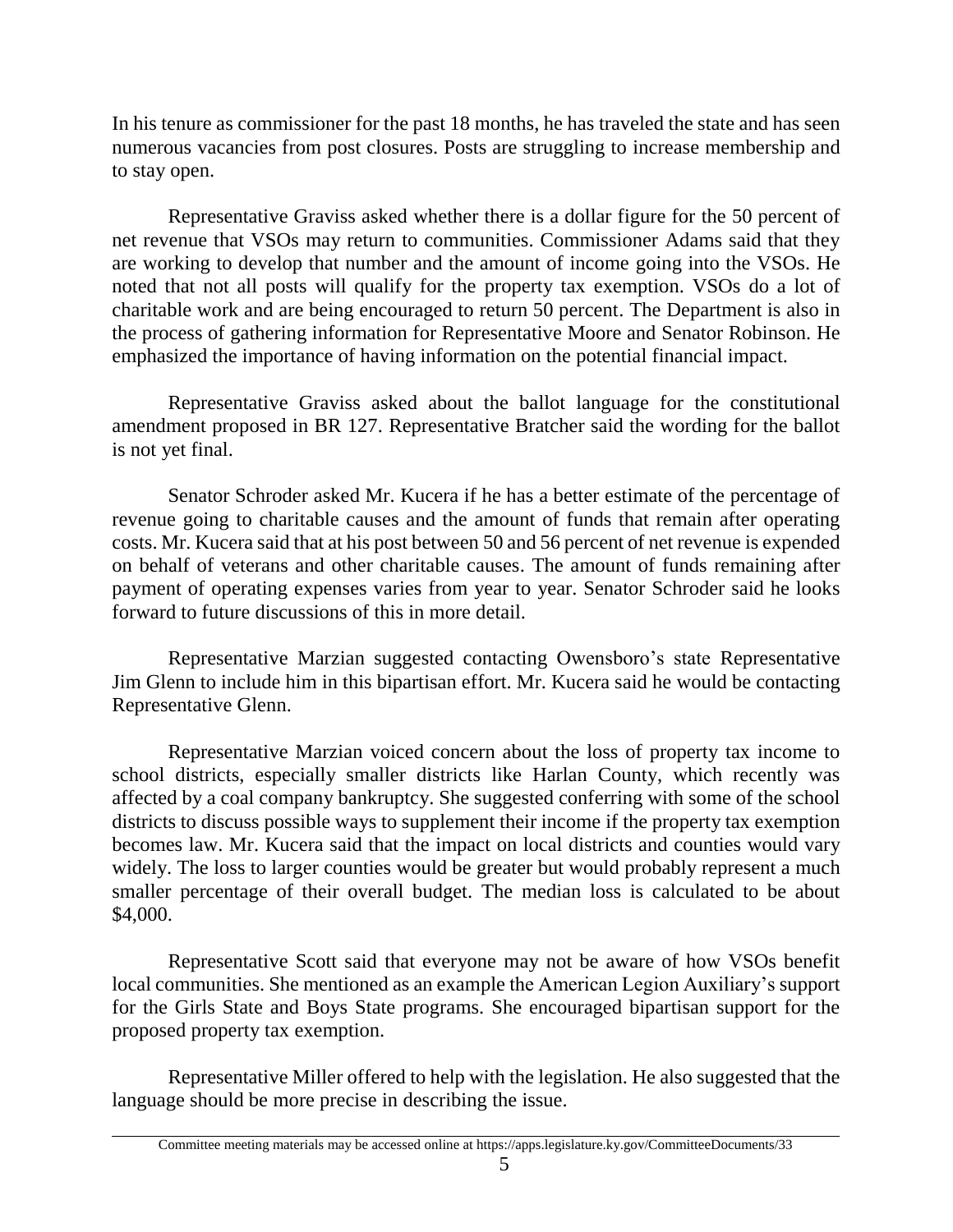In his tenure as commissioner for the past 18 months, he has traveled the state and has seen numerous vacancies from post closures. Posts are struggling to increase membership and to stay open.

Representative Graviss asked whether there is a dollar figure for the 50 percent of net revenue that VSOs may return to communities. Commissioner Adams said that they are working to develop that number and the amount of income going into the VSOs. He noted that not all posts will qualify for the property tax exemption. VSOs do a lot of charitable work and are being encouraged to return 50 percent. The Department is also in the process of gathering information for Representative Moore and Senator Robinson. He emphasized the importance of having information on the potential financial impact.

Representative Graviss asked about the ballot language for the constitutional amendment proposed in BR 127. Representative Bratcher said the wording for the ballot is not yet final.

Senator Schroder asked Mr. Kucera if he has a better estimate of the percentage of revenue going to charitable causes and the amount of funds that remain after operating costs. Mr. Kucera said that at his post between 50 and 56 percent of net revenue is expended on behalf of veterans and other charitable causes. The amount of funds remaining after payment of operating expenses varies from year to year. Senator Schroder said he looks forward to future discussions of this in more detail.

Representative Marzian suggested contacting Owensboro's state Representative Jim Glenn to include him in this bipartisan effort. Mr. Kucera said he would be contacting Representative Glenn.

Representative Marzian voiced concern about the loss of property tax income to school districts, especially smaller districts like Harlan County, which recently was affected by a coal company bankruptcy. She suggested conferring with some of the school districts to discuss possible ways to supplement their income if the property tax exemption becomes law. Mr. Kucera said that the impact on local districts and counties would vary widely. The loss to larger counties would be greater but would probably represent a much smaller percentage of their overall budget. The median loss is calculated to be about $4,000.

Representative Scott said that everyone may not be aware of how VSOs benefit local communities. She mentioned as an example the American Legion Auxiliary's support for the Girls State and Boys State programs. She encouraged bipartisan support for the proposed property tax exemption.

Representative Miller offered to help with the legislation. He also suggested that the language should be more precise in describing the issue.

Committee meeting materials may be accessed online at https://apps.legislature.ky.gov/CommitteeDocuments/33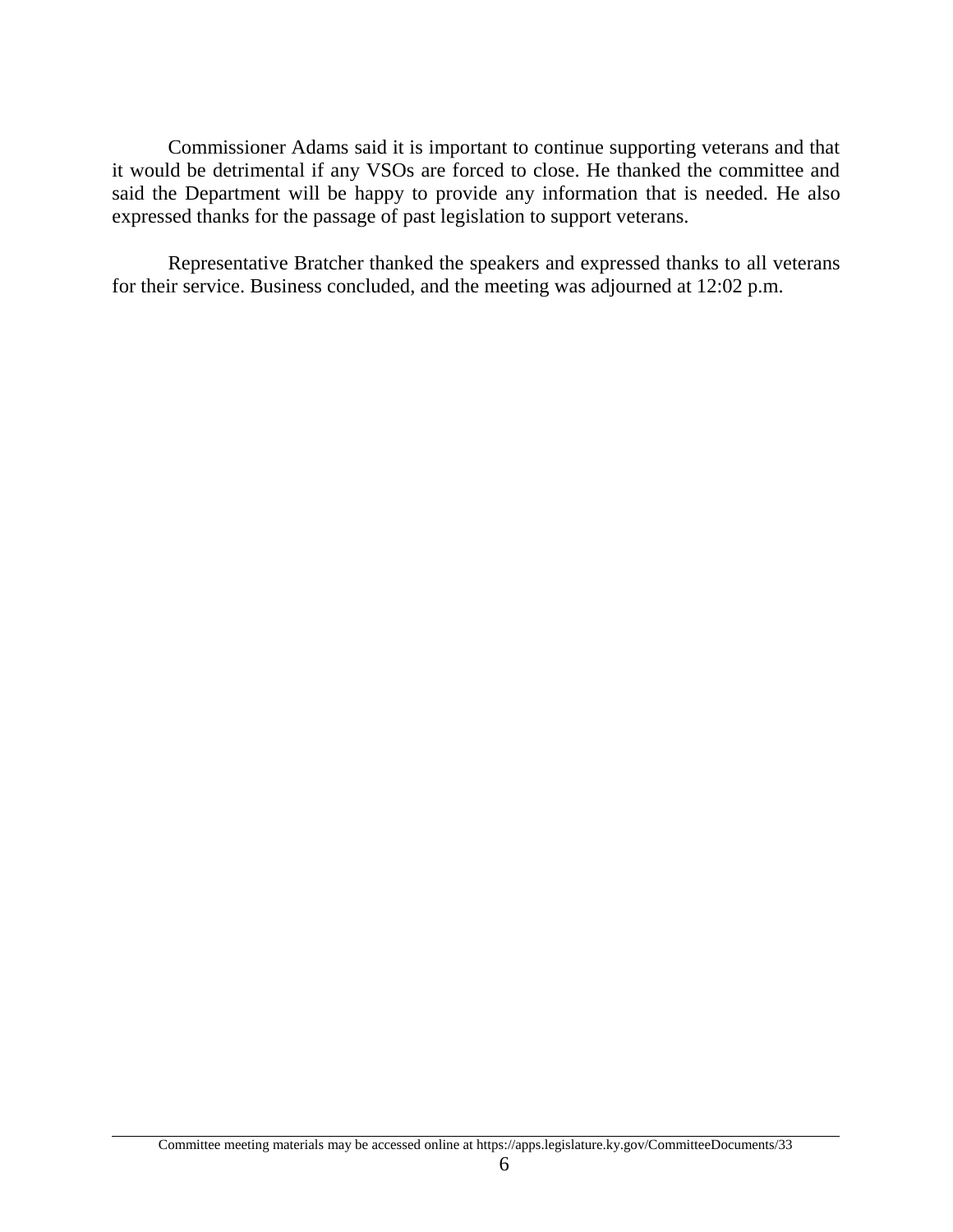Commissioner Adams said it is important to continue supporting veterans and that it would be detrimental if any VSOs are forced to close. He thanked the committee and said the Department will be happy to provide any information that is needed. He also expressed thanks for the passage of past legislation to support veterans.

Representative Bratcher thanked the speakers and expressed thanks to all veterans for their service. Business concluded, and the meeting was adjourned at 12:02 p.m.